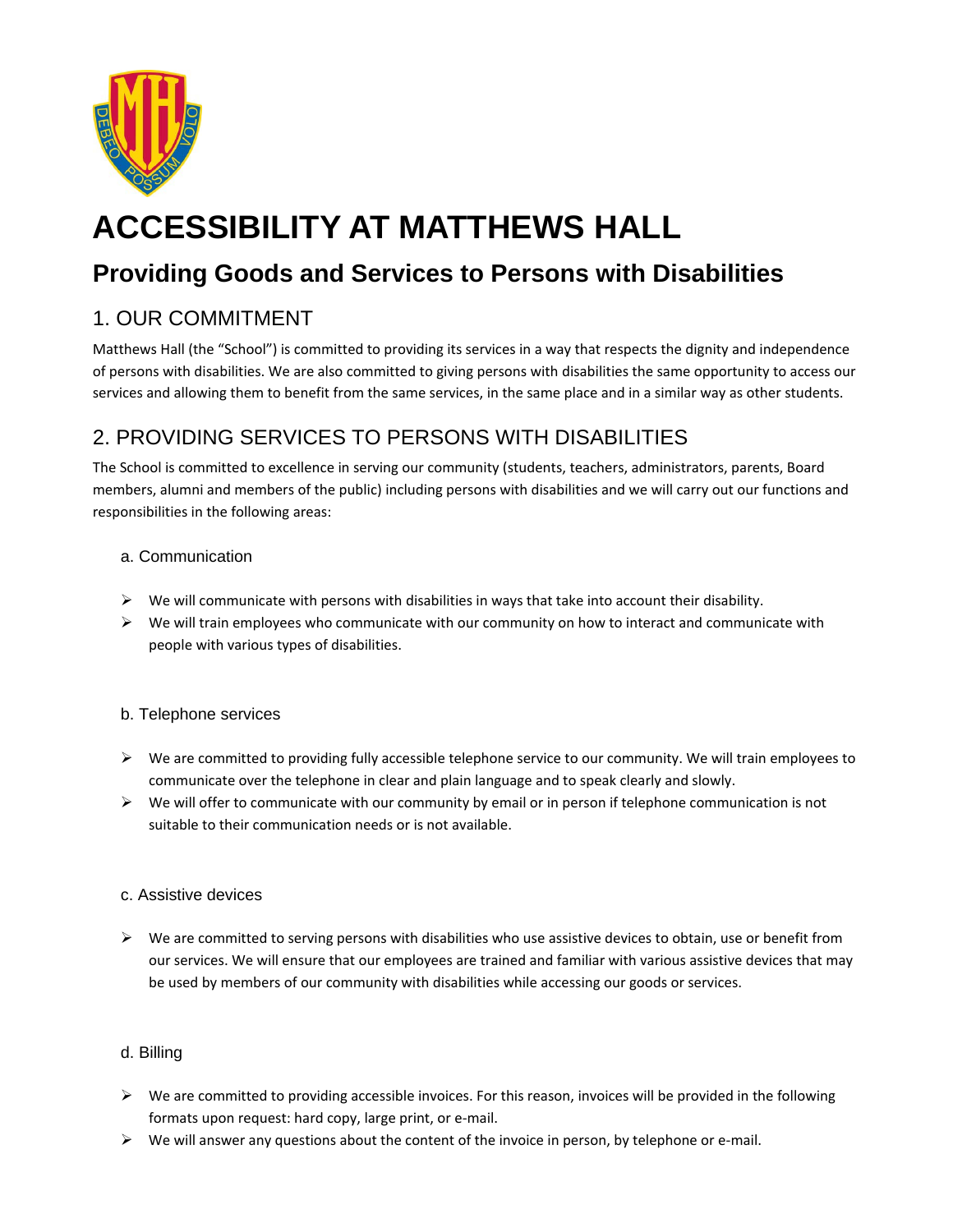# ACCESSIBILITY AT MATTHEWS HALL

## Providing Goods and Services to Persons with Disabilities

### 1. OUR COMMITMENT

Matthews Hall (the "School") is committed to providing its services in a way that respects the dignity and independence of persons with disabilities. We are also committed to giving persons with disabilities the same opportunity to access our services and allowing them to benefit from the same services, in the same place and in a similar way as other students.

### 2. PROVIDING SERVICES TO PERSONS WITH DISABILITIES

The School is committed to excellence in serving our community (students, teachers, administrators, parents, Board members, alumni and members of the public) including persons with disabilities and we will carry out our functions and responsibilities in the following areas:

#### a. Communication

- We will communicate with persons with disabilities in ways that take into account their disability.
- We will train employees who communicate with our community on how to interact and communicate with people with various types of disabilities.

#### b. Telephone services

- We are committed to providing fully accessible telephone service to our community. We will train employees to communicate over the telephone in clear and plain language and to speak clearly and slowly.
- We will offer to communicate with our community by email or in person if telephone communication is not suitable to their communication needs or is not available.

#### c. Assistive devices

- We are committed to serving persons with disabilities who use assistive devices to obtain, use or benefit from our services. We will ensure that our employees are trained and familiar with various assistive devices that may be used by members of our community with disabilities while accessing our goods or services.

#### d. Billing

- We are committed to providing accessible invoices. For this reason, invoices will be provided in the following formats upon request: hard copy, large print, or e-mail.
- We will answer any questions about the content of the invoice in person, by telephone or e-mail.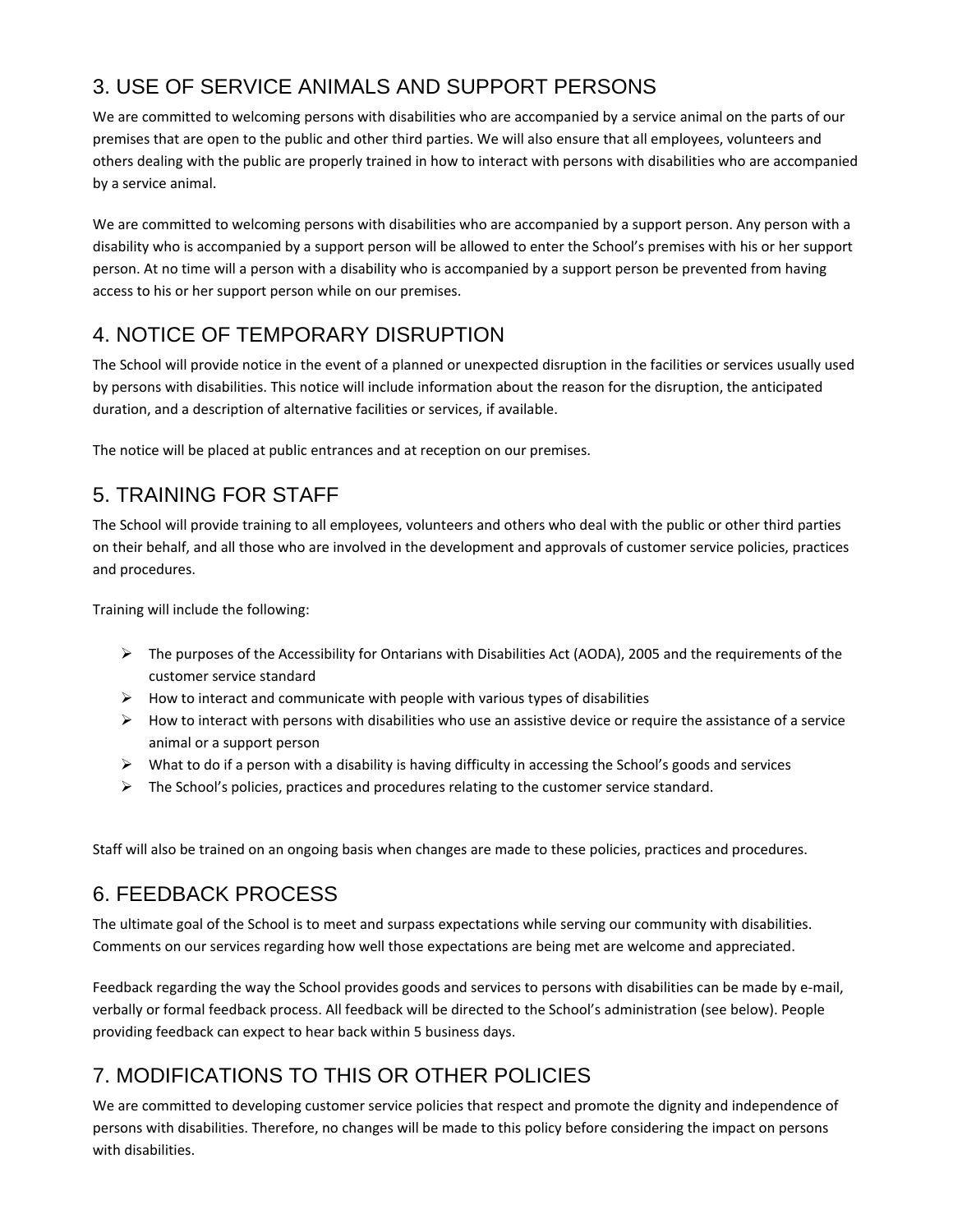## 3. USE OF SERVICE ANIMALS AND SUPPORT PERSONS

We are committed to welcoming persons with disabilities who are accompanied by a service animal on the parts of our premises that are open to the public and other third parties. We will also ensure that all employees, volunteers and others dealing with the public are properly trained in how to interact with persons with disabilities who are accompanied by a service animal.

We are committed to welcoming persons with disabilities who are accompanied by a support person. Any person with a disability who is accompanied by a support person will be allowed to enter the School's premises with his or her support person. At no time will a person with a disability who is accompanied by a support person be prevented from having access to his or her support person while on our premises.

## 4. NOTICE OF TEMPORARY DISRUPTION

The School will provide notice in the event of a planned or unexpected disruption in the facilities or services usually used by persons with disabilities. This notice will include information about the reason for the disruption, the anticipated duration, and a description of alternative facilities or services, if available.

The notice will be placed at public entrances and at reception on our premises.

## 5. TRAINING FOR STAFF

The School will provide training to all employees, volunteers and others who deal with the public or other third parties on their behalf, and all those who are involved in the development and approvals of customer service policies, practices and procedures.

Training will include the following:

- The purposes of the Accessibility for Ontarians with Disabilities Act (AODA), 2005 and the requirements of the customer service standard
- How to interact and communicate with people with various types of disabilities
- How to interact with persons with disabilities who use an assistive device or require the assistance of a service animal or a support person
- What to do if a person with a disability is having difficulty in accessing the School's goods and services
- The School's policies, practices and procedures relating to the customer service standard.

Staff will also be trained on an ongoing basis when changes are made to these policies, practices and procedures.

## 6. FEEDBACK PROCESS

The ultimate goal of the School is to meet and surpass expectations while serving our community with disabilities. Comments on our services regarding how well those expectations are being met are welcome and appreciated.

Feedback regarding the way the School provides goods and services to persons with disabilities can be made by e-mail, verbally or formal feedback process. All feedback will be directed to the School's administration (see below). People providing feedback can expect to hear back within 5 business days.

## 7. MODIFICATIONS TO THIS OR OTHER POLICIES

We are committed to developing customer service policies that respect and promote the dignity and independence of persons with disabilities. Therefore, no changes will be made to this policy before considering the impact on persons with disabilities.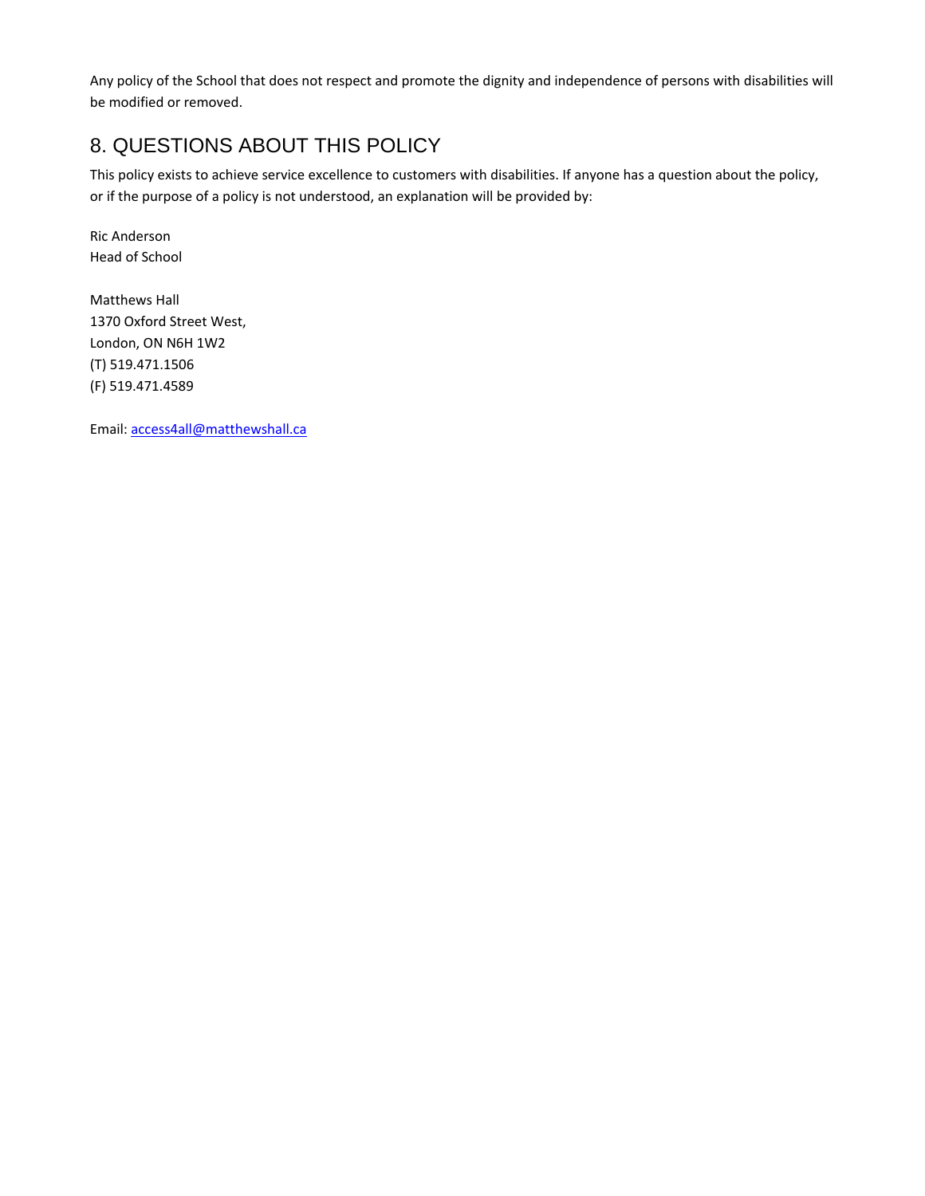Any policy of the School that does not respect and promote the dignity and independence of persons with disabilities will be modified or removed.

## 8. QUESTIONS ABOUT THIS POLICY

This policy exists to achieve service excellence to customers with disabilities. If anyone has a question about the policy, or if the purpose of a policy is not understood, an explanation will be provided by:

Ric Anderson
Head of School

Matthews Hall
1370 Oxford Street West,
London, ON N6H 1W2
(T) 519.471.1506
(F) 519.471.4589

Email: access4all@matthewshall.ca